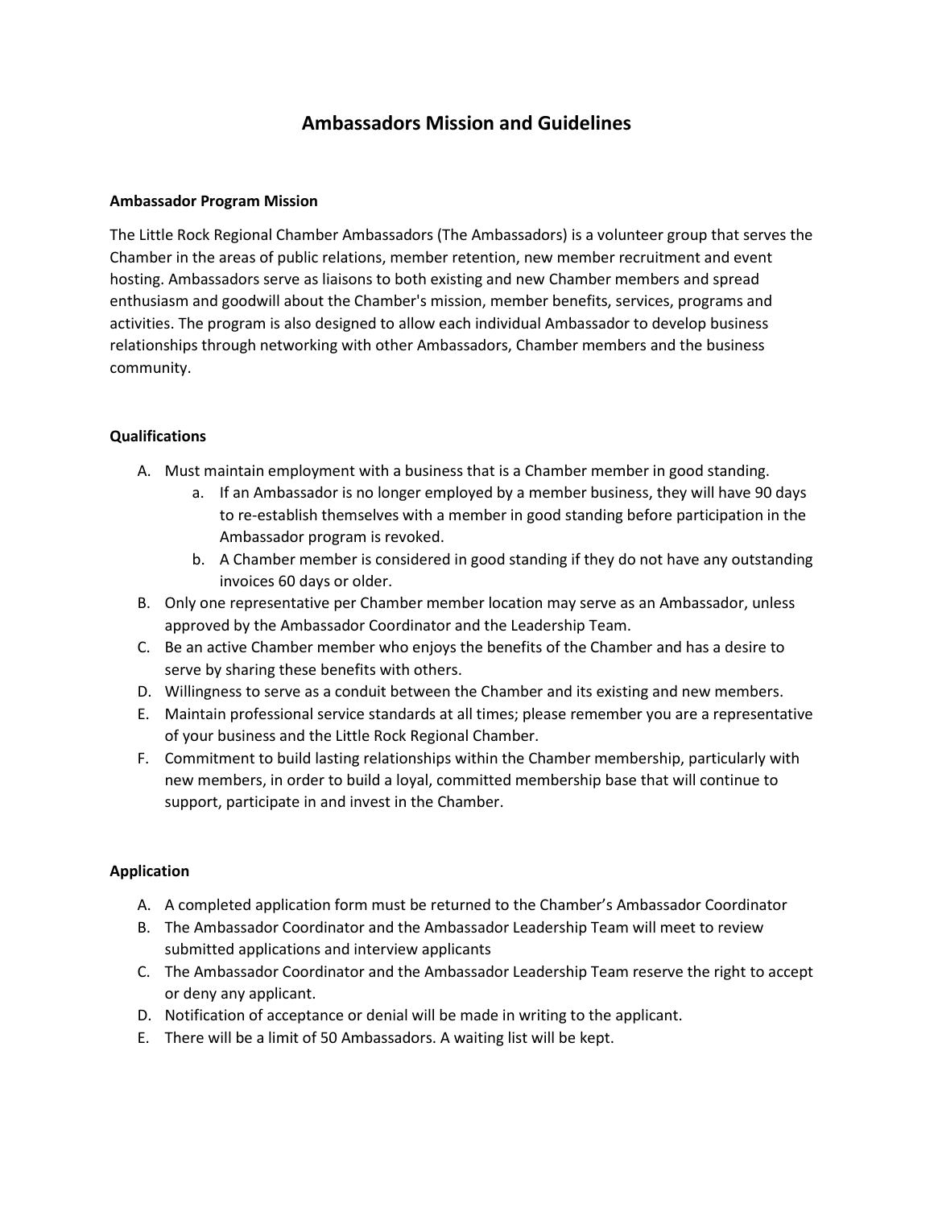# Ambassadors Mission and Guidelines

**Ambassador Program Mission**

The Little Rock Regional Chamber Ambassadors (The Ambassadors) is a volunteer group that serves the Chamber in the areas of public relations, member retention, new member recruitment and event hosting. Ambassadors serve as liaisons to both existing and new Chamber members and spread enthusiasm and goodwill about the Chamber's mission, member benefits, services, programs and activities. The program is also designed to allow each individual Ambassador to develop business relationships through networking with other Ambassadors, Chamber members and the business community.

**Qualifications**

A. Must maintain employment with a business that is a Chamber member in good standing.
   a. If an Ambassador is no longer employed by a member business, they will have 90 days to re-establish themselves with a member in good standing before participation in the Ambassador program is revoked.
   b. A Chamber member is considered in good standing if they do not have any outstanding invoices 60 days or older.

B. Only one representative per Chamber member location may serve as an Ambassador, unless approved by the Ambassador Coordinator and the Leadership Team.

C. Be an active Chamber member who enjoys the benefits of the Chamber and has a desire to serve by sharing these benefits with others.

D. Willingness to serve as a conduit between the Chamber and its existing and new members.

E. Maintain professional service standards at all times; please remember you are a representative of your business and the Little Rock Regional Chamber.

F. Commitment to build lasting relationships within the Chamber membership, particularly with new members, in order to build a loyal, committed membership base that will continue to support, participate in and invest in the Chamber.

**Application**

A. A completed application form must be returned to the Chamber's Ambassador Coordinator

B. The Ambassador Coordinator and the Ambassador Leadership Team will meet to review submitted applications and interview applicants

C. The Ambassador Coordinator and the Ambassador Leadership Team reserve the right to accept or deny any applicant.

D. Notification of acceptance or denial will be made in writing to the applicant.

E. There will be a limit of 50 Ambassadors. A waiting list will be kept.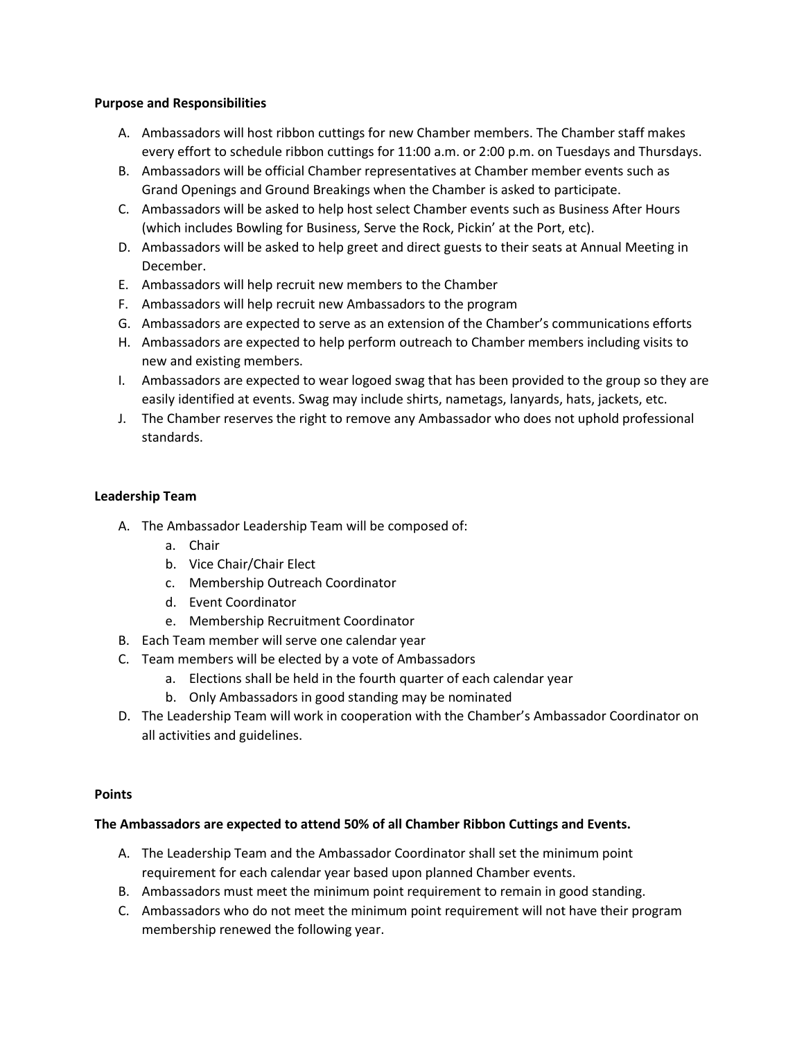**Purpose and Responsibilities**

A. Ambassadors will host ribbon cuttings for new Chamber members. The Chamber staff makes every effort to schedule ribbon cuttings for 11:00 a.m. or 2:00 p.m. on Tuesdays and Thursdays.
B. Ambassadors will be official Chamber representatives at Chamber member events such as Grand Openings and Ground Breakings when the Chamber is asked to participate.
C. Ambassadors will be asked to help host select Chamber events such as Business After Hours (which includes Bowling for Business, Serve the Rock, Pickin' at the Port, etc).
D. Ambassadors will be asked to help greet and direct guests to their seats at Annual Meeting in December.
E. Ambassadors will help recruit new members to the Chamber
F. Ambassadors will help recruit new Ambassadors to the program
G. Ambassadors are expected to serve as an extension of the Chamber's communications efforts
H. Ambassadors are expected to help perform outreach to Chamber members including visits to new and existing members.
I. Ambassadors are expected to wear logoed swag that has been provided to the group so they are easily identified at events. Swag may include shirts, nametags, lanyards, hats, jackets, etc.
J. The Chamber reserves the right to remove any Ambassador who does not uphold professional standards.

**Leadership Team**

A. The Ambassador Leadership Team will be composed of:
    a. Chair
    b. Vice Chair/Chair Elect
    c. Membership Outreach Coordinator
    d. Event Coordinator
    e. Membership Recruitment Coordinator
B. Each Team member will serve one calendar year
C. Team members will be elected by a vote of Ambassadors
    a. Elections shall be held in the fourth quarter of each calendar year
    b. Only Ambassadors in good standing may be nominated
D. The Leadership Team will work in cooperation with the Chamber's Ambassador Coordinator on all activities and guidelines.

**Points**

**The Ambassadors are expected to attend 50% of all Chamber Ribbon Cuttings and Events.**

A. The Leadership Team and the Ambassador Coordinator shall set the minimum point requirement for each calendar year based upon planned Chamber events.
B. Ambassadors must meet the minimum point requirement to remain in good standing.
C. Ambassadors who do not meet the minimum point requirement will not have their program membership renewed the following year.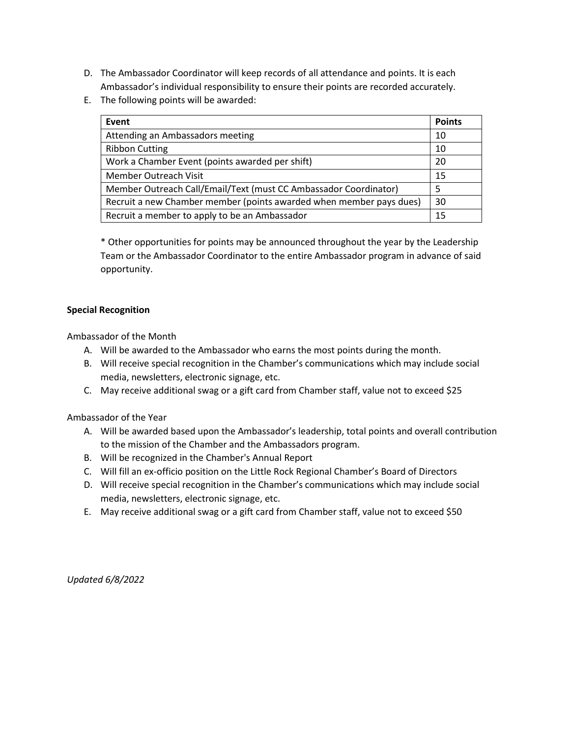D. The Ambassador Coordinator will keep records of all attendance and points. It is each Ambassador's individual responsibility to ensure their points are recorded accurately.

E. The following points will be awarded:

| Event | Points |
| --- | --- |
| Attending an Ambassadors meeting | 10 |
| Ribbon Cutting | 10 |
| Work a Chamber Event (points awarded per shift) | 20 |
| Member Outreach Visit | 15 |
| Member Outreach Call/Email/Text (must CC Ambassador Coordinator) | 5 |
| Recruit a new Chamber member (points awarded when member pays dues) | 30 |
| Recruit a member to apply to be an Ambassador | 15 |

* Other opportunities for points may be announced throughout the year by the Leadership Team or the Ambassador Coordinator to the entire Ambassador program in advance of said opportunity.

**Special Recognition**

Ambassador of the Month

A. Will be awarded to the Ambassador who earns the most points during the month.
B. Will receive special recognition in the Chamber's communications which may include social media, newsletters, electronic signage, etc.
C. May receive additional swag or a gift card from Chamber staff, value not to exceed $25

Ambassador of the Year

A. Will be awarded based upon the Ambassador's leadership, total points and overall contribution to the mission of the Chamber and the Ambassadors program.
B. Will be recognized in the Chamber's Annual Report
C. Will fill an ex-officio position on the Little Rock Regional Chamber's Board of Directors
D. Will receive special recognition in the Chamber's communications which may include social media, newsletters, electronic signage, etc.
E. May receive additional swag or a gift card from Chamber staff, value not to exceed $50

*Updated 6/8/2022*